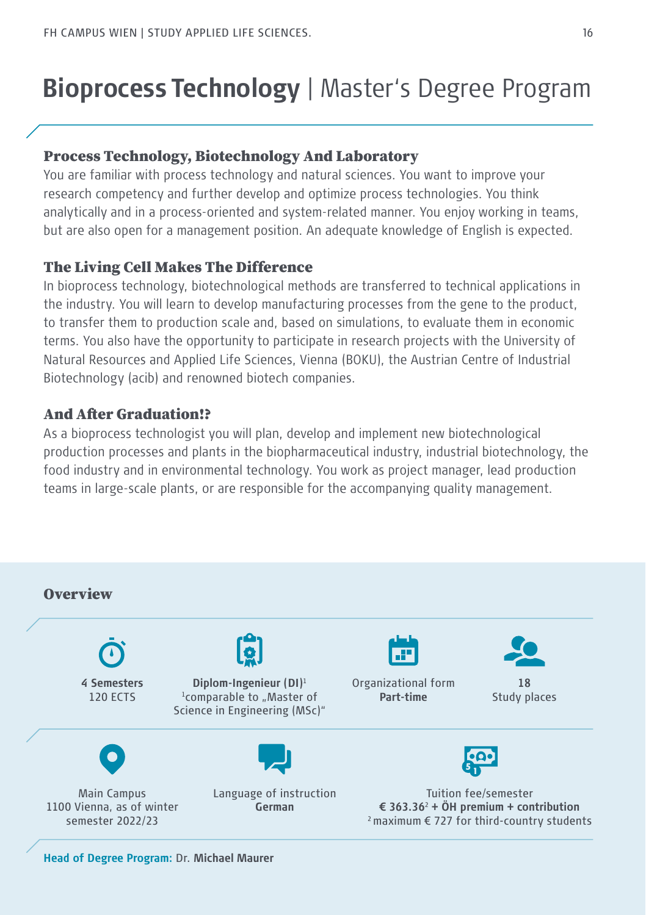# **Bioprocess Technology** | Master's Degree Program

## Process Technology, Biotechnology And Laboratory

You are familiar with process technology and natural sciences. You want to improve your research competency and further develop and optimize process technologies. You think analytically and in a process-oriented and system-related manner. You enjoy working in teams, but are also open for a management position. An adequate knowledge of English is expected.

## The Living Cell Makes The Difference

In bioprocess technology, biotechnological methods are transferred to technical applications in the industry. You will learn to develop manufacturing processes from the gene to the product, to transfer them to production scale and, based on simulations, to evaluate them in economic terms. You also have the opportunity to participate in research projects with the University of Natural Resources and Applied Life Sciences, Vienna (BOKU), the Austrian Centre of Industrial Biotechnology (acib) and renowned biotech companies.

## And After Graduation!?

As a bioprocess technologist you will plan, develop and implement new biotechnological production processes and plants in the biopharmaceutical industry, industrial biotechnology, the food industry and in environmental technology. You work as project manager, lead production teams in large-scale plants, or are responsible for the accompanying quality management.

## Overview

**4 Semesters**
120 ECTS

**Diplom-Ingenieur (DI)**[1]
[1]comparable to „Master of Science in Engineering (MSc)"

Organizational form
**Part-time**

**18**
Study places

Main Campus
1100 Vienna, as of winter semester 2022/23

Language of instruction
**German**

Tuition fee/semester
**€ 363.36**[2] **+ ÖH premium + contribution**
[2] maximum € 727 for third-country students

**Head of Degree Program:** Dr. **Michael Maurer**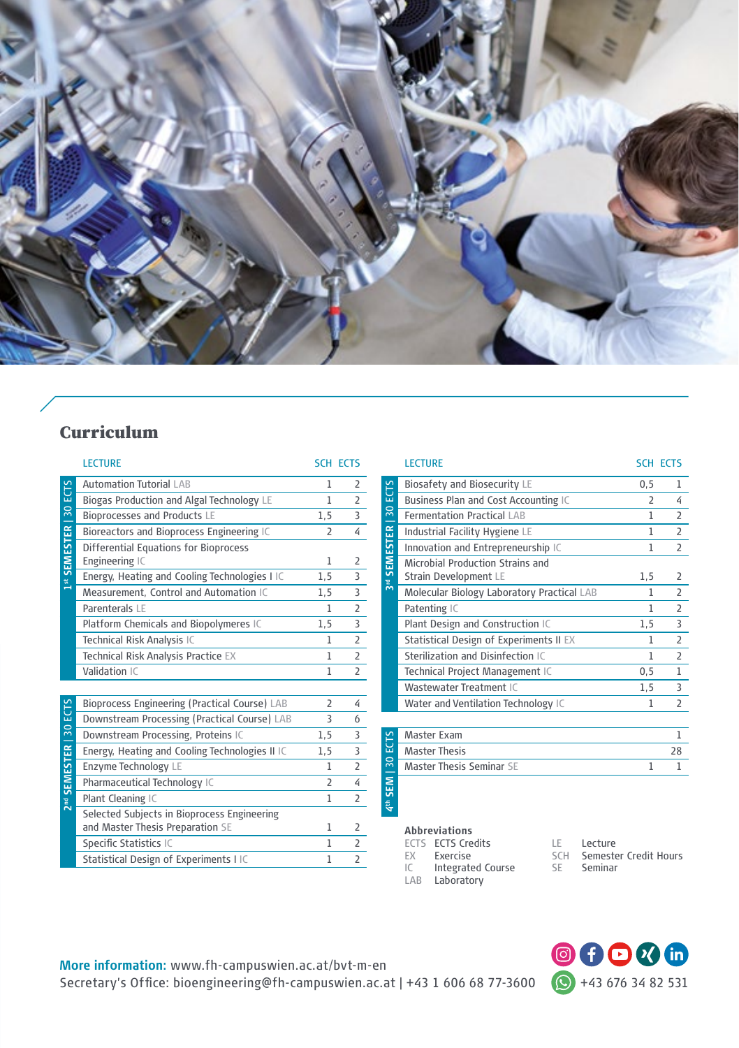## Curriculum

| Semester | Lecture | SCH | ECTS |
|---|---|---|---|
| 1st SEMESTER \| 30 ECTS | Automation Tutorial LAB | 1 | 2 |
| | Biogas Production and Algal Technology LE | 1 | 2 |
| | Bioprocesses and Products LE | 1,5 | 3 |
| | Bioreactors and Bioprocess Engineering IC | 2 | 4 |
| | Differential Equations for Bioprocess Engineering IC | 1 | 2 |
| | Energy, Heating and Cooling Technologies I IC | 1,5 | 3 |
| | Measurement, Control and Automation IC | 1,5 | 3 |
| | Parenterals LE | 1 | 2 |
| | Platform Chemicals and Biopolymeres IC | 1,5 | 3 |
| | Technical Risk Analysis IC | 1 | 2 |
| | Technical Risk Analysis Practice EX | 1 | 2 |
| | Validation IC | 1 | 2 |
| 2nd SEMESTER \| 30 ECTS | Bioprocess Engineering (Practical Course) LAB | 2 | 4 |
| | Downstream Processing (Practical Course) LAB | 3 | 6 |
| | Downstream Processing, Proteins IC | 1,5 | 3 |
| | Energy, Heating and Cooling Technologies II IC | 1,5 | 3 |
| | Enzyme Technology LE | 1 | 2 |
| | Pharmaceutical Technology IC | 2 | 4 |
| | Plant Cleaning IC | 1 | 2 |
| | Selected Subjects in Bioprocess Engineering and Master Thesis Preparation SE | 1 | 2 |
| | Specific Statistics IC | 1 | 2 |
| | Statistical Design of Experiments I IC | 1 | 2 |
| 3rd SEMESTER \| 30 ECTS | Biosafety and Biosecurity LE | 0,5 | 1 |
| | Business Plan and Cost Accounting IC | 2 | 4 |
| | Fermentation Practical LAB | 1 | 2 |
| | Industrial Facility Hygiene LE | 1 | 2 |
| | Innovation and Entrepreneurship IC | 1 | 2 |
| | Microbial Production Strains and Strain Development LE | 1,5 | 2 |
| | Molecular Biology Laboratory Practical LAB | 1 | 2 |
| | Patenting IC | 1 | 2 |
| | Plant Design and Construction IC | 1,5 | 3 |
| | Statistical Design of Experiments II EX | 1 | 2 |
| | Sterilization and Disinfection IC | 1 | 2 |
| | Technical Project Management IC | 0,5 | 1 |
| | Wastewater Treatment IC | 1,5 | 3 |
| | Water and Ventilation Technology IC | 1 | 2 |
| 4th SEM \| 30 ECTS | Master Exam | | 1 |
| | Master Thesis | | 28 |
| | Master Thesis Seminar SE | 1 | 1 |

**Abbreviations**

| | | | |
|---|---|---|---|
| ECTS | ECTS Credits | LE | Lecture |
| EX | Exercise | SCH | Semester Credit Hours |
| IC | Integrated Course | SE | Seminar |
| LAB | Laboratory | | |

**More information:** www.fh-campuswien.ac.at/bvt-m-en

Secretary's Office: bioengineering@fh-campuswien.ac.at | +43 1 606 68 77-3600

+43 676 34 82 531